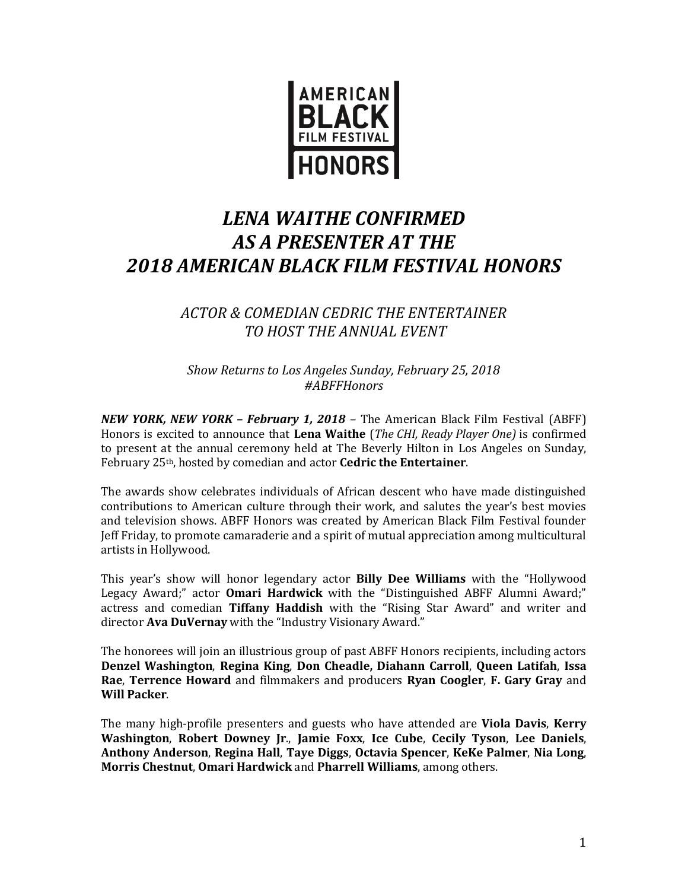AMERICAN BLACK FILM FESTIVAL HONORS

# *LENA WAITHE CONFIRMED AS A PRESENTER AT THE 2018 AMERICAN BLACK FILM FESTIVAL HONORS*

## *ACTOR & COMEDIAN CEDRIC THE ENTERTAINER TO HOST THE ANNUAL EVENT*

*Show Returns to Los Angeles Sunday, February 25, 2018*
*#ABFFHonors*

***NEW YORK, NEW YORK – February 1, 2018*** – The American Black Film Festival (ABFF) Honors is excited to announce that **Lena Waithe** (*The CHI, Ready Player One)* is confirmed to present at the annual ceremony held at The Beverly Hilton in Los Angeles on Sunday, February 25th, hosted by comedian and actor **Cedric the Entertainer**.

The awards show celebrates individuals of African descent who have made distinguished contributions to American culture through their work, and salutes the year's best movies and television shows. ABFF Honors was created by American Black Film Festival founder Jeff Friday, to promote camaraderie and a spirit of mutual appreciation among multicultural artists in Hollywood.

This year's show will honor legendary actor **Billy Dee Williams** with the "Hollywood Legacy Award;" actor **Omari Hardwick** with the "Distinguished ABFF Alumni Award;" actress and comedian **Tiffany Haddish** with the "Rising Star Award" and writer and director **Ava DuVernay** with the "Industry Visionary Award."

The honorees will join an illustrious group of past ABFF Honors recipients, including actors **Denzel Washington**, **Regina King**, **Don Cheadle, Diahann Carroll**, **Queen Latifah**, **Issa Rae**, **Terrence Howard** and filmmakers and producers **Ryan Coogler**, **F. Gary Gray** and **Will Packer**.

The many high-profile presenters and guests who have attended are **Viola Davis**, **Kerry Washington**, **Robert Downey Jr**., **Jamie Foxx**, **Ice Cube**, **Cecily Tyson**, **Lee Daniels**, **Anthony Anderson**, **Regina Hall**, **Taye Diggs**, **Octavia Spencer**, **KeKe Palmer**, **Nia Long**, **Morris Chestnut**, **Omari Hardwick** and **Pharrell Williams**, among others.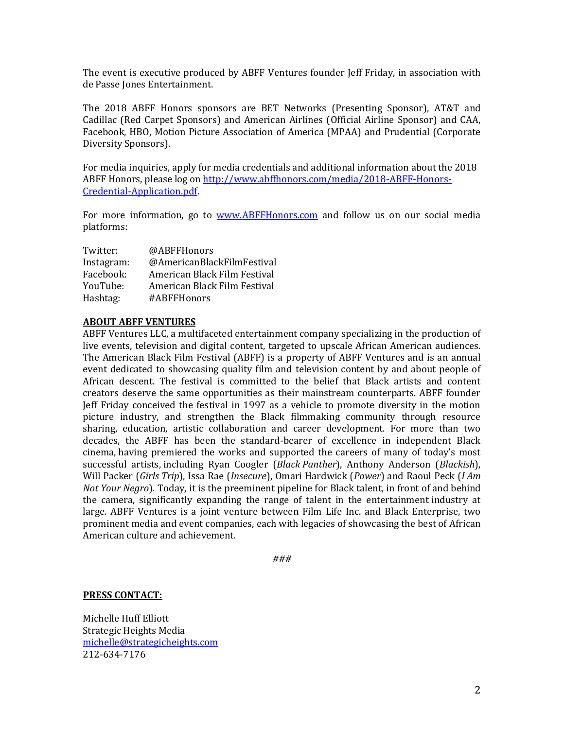The event is executive produced by ABFF Ventures founder Jeff Friday, in association with de Passe Jones Entertainment.

The 2018 ABFF Honors sponsors are BET Networks (Presenting Sponsor), AT&T and Cadillac (Red Carpet Sponsors) and American Airlines (Official Airline Sponsor) and CAA, Facebook, HBO, Motion Picture Association of America (MPAA) and Prudential (Corporate Diversity Sponsors).

For media inquiries, apply for media credentials and additional information about the 2018 ABFF Honors, please log on [http://www.abffhonors.com/media/2018-ABFF-Honors-Credential-Application.pdf](http://www.abffhonors.com/media/2018-ABFF-Honors-Credential-Application.pdf).

For more information, go to [www.ABFFHonors.com](http://www.ABFFHonors.com) and follow us on our social media platforms:

| | |
|---|---|
| Twitter: | @ABFFHonors |
| Instagram: | @AmericanBlackFilmFestival |
| Facebook: | American Black Film Festival |
| YouTube: | American Black Film Festival |
| Hashtag: | #ABFFHonors |

**ABOUT ABFF VENTURES**

ABFF Ventures LLC, a multifaceted entertainment company specializing in the production of live events, television and digital content, targeted to upscale African American audiences. The American Black Film Festival (ABFF) is a property of ABFF Ventures and is an annual event dedicated to showcasing quality film and television content by and about people of African descent. The festival is committed to the belief that Black artists and content creators deserve the same opportunities as their mainstream counterparts. ABFF founder Jeff Friday conceived the festival in 1997 as a vehicle to promote diversity in the motion picture industry, and strengthen the Black filmmaking community through resource sharing, education, artistic collaboration and career development. For more than two decades, the ABFF has been the standard-bearer of excellence in independent Black cinema, having premiered the works and supported the careers of many of today's most successful artists, including Ryan Coogler (*Black Panther*), Anthony Anderson (*Blackish*), Will Packer (*Girls Trip*), Issa Rae (*Insecure*), Omari Hardwick (*Power*) and Raoul Peck (*I Am Not Your Negro*). Today, it is the preeminent pipeline for Black talent, in front of and behind the camera, significantly expanding the range of talent in the entertainment industry at large. ABFF Ventures is a joint venture between Film Life Inc. and Black Enterprise, two prominent media and event companies, each with legacies of showcasing the best of African American culture and achievement.

###

**PRESS CONTACT:**

Michelle Huff Elliott
Strategic Heights Media
[michelle@strategicheights.com](mailto:michelle@strategicheights.com)
212-634-7176